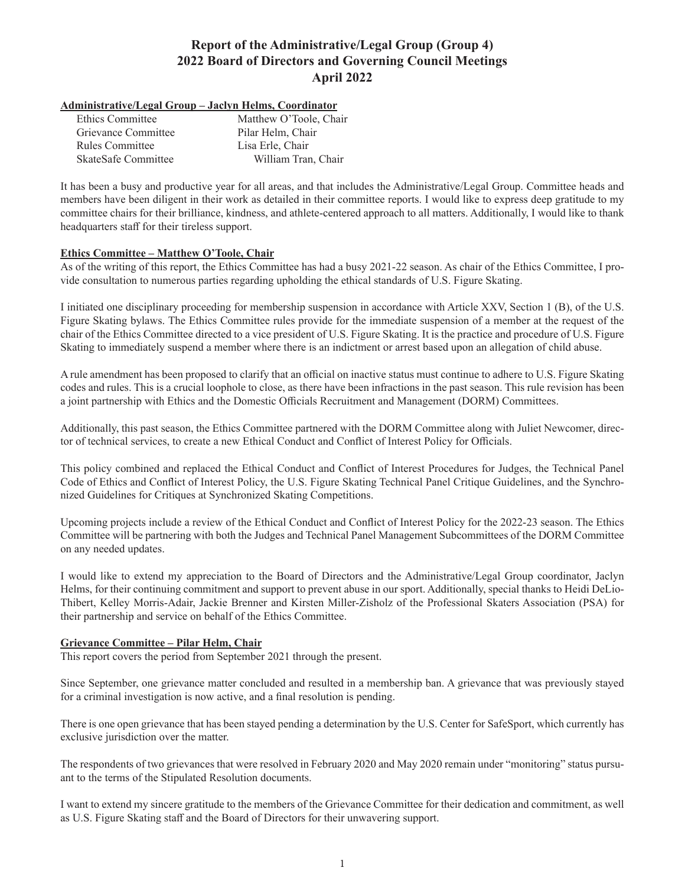# Report of the Administrative/Legal Group (Group 4)
# 2022 Board of Directors and Governing Council Meetings
# April 2022

**Administrative/Legal Group – Jaclyn Helms, Coordinator**

| | |
|---|---|
| Ethics Committee | Matthew O'Toole, Chair |
| Grievance Committee | Pilar Helm, Chair |
| Rules Committee | Lisa Erle, Chair |
| SkateSafe Committee | William Tran, Chair |

It has been a busy and productive year for all areas, and that includes the Administrative/Legal Group. Committee heads and members have been diligent in their work as detailed in their committee reports. I would like to express deep gratitude to my committee chairs for their brilliance, kindness, and athlete-centered approach to all matters. Additionally, I would like to thank headquarters staff for their tireless support.

**Ethics Committee – Matthew O'Toole, Chair**

As of the writing of this report, the Ethics Committee has had a busy 2021-22 season. As chair of the Ethics Committee, I provide consultation to numerous parties regarding upholding the ethical standards of U.S. Figure Skating.

I initiated one disciplinary proceeding for membership suspension in accordance with Article XXV, Section 1 (B), of the U.S. Figure Skating bylaws. The Ethics Committee rules provide for the immediate suspension of a member at the request of the chair of the Ethics Committee directed to a vice president of U.S. Figure Skating. It is the practice and procedure of U.S. Figure Skating to immediately suspend a member where there is an indictment or arrest based upon an allegation of child abuse.

A rule amendment has been proposed to clarify that an official on inactive status must continue to adhere to U.S. Figure Skating codes and rules. This is a crucial loophole to close, as there have been infractions in the past season. This rule revision has been a joint partnership with Ethics and the Domestic Officials Recruitment and Management (DORM) Committees.

Additionally, this past season, the Ethics Committee partnered with the DORM Committee along with Juliet Newcomer, director of technical services, to create a new Ethical Conduct and Conflict of Interest Policy for Officials.

This policy combined and replaced the Ethical Conduct and Conflict of Interest Procedures for Judges, the Technical Panel Code of Ethics and Conflict of Interest Policy, the U.S. Figure Skating Technical Panel Critique Guidelines, and the Synchronized Guidelines for Critiques at Synchronized Skating Competitions.

Upcoming projects include a review of the Ethical Conduct and Conflict of Interest Policy for the 2022-23 season. The Ethics Committee will be partnering with both the Judges and Technical Panel Management Subcommittees of the DORM Committee on any needed updates.

I would like to extend my appreciation to the Board of Directors and the Administrative/Legal Group coordinator, Jaclyn Helms, for their continuing commitment and support to prevent abuse in our sport. Additionally, special thanks to Heidi DeLio-Thibert, Kelley Morris-Adair, Jackie Brenner and Kirsten Miller-Zisholz of the Professional Skaters Association (PSA) for their partnership and service on behalf of the Ethics Committee.

**Grievance Committee – Pilar Helm, Chair**

This report covers the period from September 2021 through the present.

Since September, one grievance matter concluded and resulted in a membership ban. A grievance that was previously stayed for a criminal investigation is now active, and a final resolution is pending.

There is one open grievance that has been stayed pending a determination by the U.S. Center for SafeSport, which currently has exclusive jurisdiction over the matter.

The respondents of two grievances that were resolved in February 2020 and May 2020 remain under "monitoring" status pursuant to the terms of the Stipulated Resolution documents.

I want to extend my sincere gratitude to the members of the Grievance Committee for their dedication and commitment, as well as U.S. Figure Skating staff and the Board of Directors for their unwavering support.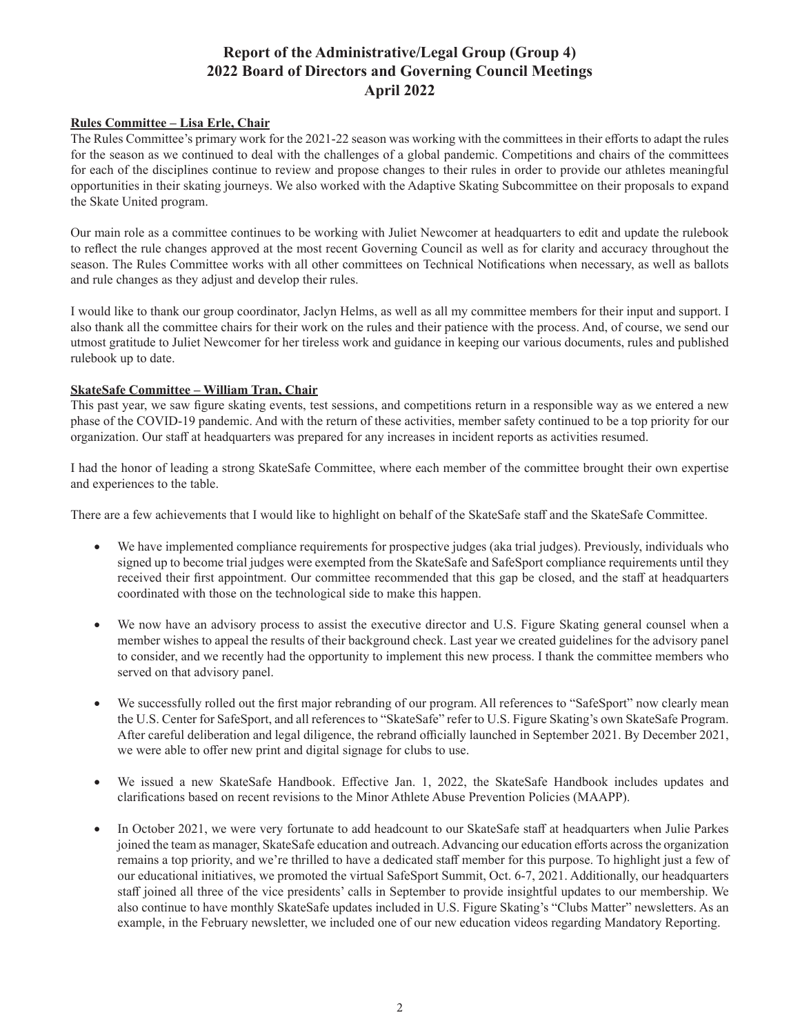# Report of the Administrative/Legal Group (Group 4)
# 2022 Board of Directors and Governing Council Meetings
# April 2022

**Rules Committee – Lisa Erle, Chair**

The Rules Committee's primary work for the 2021-22 season was working with the committees in their efforts to adapt the rules for the season as we continued to deal with the challenges of a global pandemic. Competitions and chairs of the committees for each of the disciplines continue to review and propose changes to their rules in order to provide our athletes meaningful opportunities in their skating journeys. We also worked with the Adaptive Skating Subcommittee on their proposals to expand the Skate United program.

Our main role as a committee continues to be working with Juliet Newcomer at headquarters to edit and update the rulebook to reflect the rule changes approved at the most recent Governing Council as well as for clarity and accuracy throughout the season. The Rules Committee works with all other committees on Technical Notifications when necessary, as well as ballots and rule changes as they adjust and develop their rules.

I would like to thank our group coordinator, Jaclyn Helms, as well as all my committee members for their input and support. I also thank all the committee chairs for their work on the rules and their patience with the process. And, of course, we send our utmost gratitude to Juliet Newcomer for her tireless work and guidance in keeping our various documents, rules and published rulebook up to date.

**SkateSafe Committee – William Tran, Chair**

This past year, we saw figure skating events, test sessions, and competitions return in a responsible way as we entered a new phase of the COVID-19 pandemic. And with the return of these activities, member safety continued to be a top priority for our organization. Our staff at headquarters was prepared for any increases in incident reports as activities resumed.

I had the honor of leading a strong SkateSafe Committee, where each member of the committee brought their own expertise and experiences to the table.

There are a few achievements that I would like to highlight on behalf of the SkateSafe staff and the SkateSafe Committee.

- We have implemented compliance requirements for prospective judges (aka trial judges). Previously, individuals who signed up to become trial judges were exempted from the SkateSafe and SafeSport compliance requirements until they received their first appointment. Our committee recommended that this gap be closed, and the staff at headquarters coordinated with those on the technological side to make this happen.

- We now have an advisory process to assist the executive director and U.S. Figure Skating general counsel when a member wishes to appeal the results of their background check. Last year we created guidelines for the advisory panel to consider, and we recently had the opportunity to implement this new process. I thank the committee members who served on that advisory panel.

- We successfully rolled out the first major rebranding of our program. All references to "SafeSport" now clearly mean the U.S. Center for SafeSport, and all references to "SkateSafe" refer to U.S. Figure Skating's own SkateSafe Program. After careful deliberation and legal diligence, the rebrand officially launched in September 2021. By December 2021, we were able to offer new print and digital signage for clubs to use.

- We issued a new SkateSafe Handbook. Effective Jan. 1, 2022, the SkateSafe Handbook includes updates and clarifications based on recent revisions to the Minor Athlete Abuse Prevention Policies (MAAPP).

- In October 2021, we were very fortunate to add headcount to our SkateSafe staff at headquarters when Julie Parkes joined the team as manager, SkateSafe education and outreach. Advancing our education efforts across the organization remains a top priority, and we're thrilled to have a dedicated staff member for this purpose. To highlight just a few of our educational initiatives, we promoted the virtual SafeSport Summit, Oct. 6-7, 2021. Additionally, our headquarters staff joined all three of the vice presidents' calls in September to provide insightful updates to our membership. We also continue to have monthly SkateSafe updates included in U.S. Figure Skating's "Clubs Matter" newsletters. As an example, in the February newsletter, we included one of our new education videos regarding Mandatory Reporting.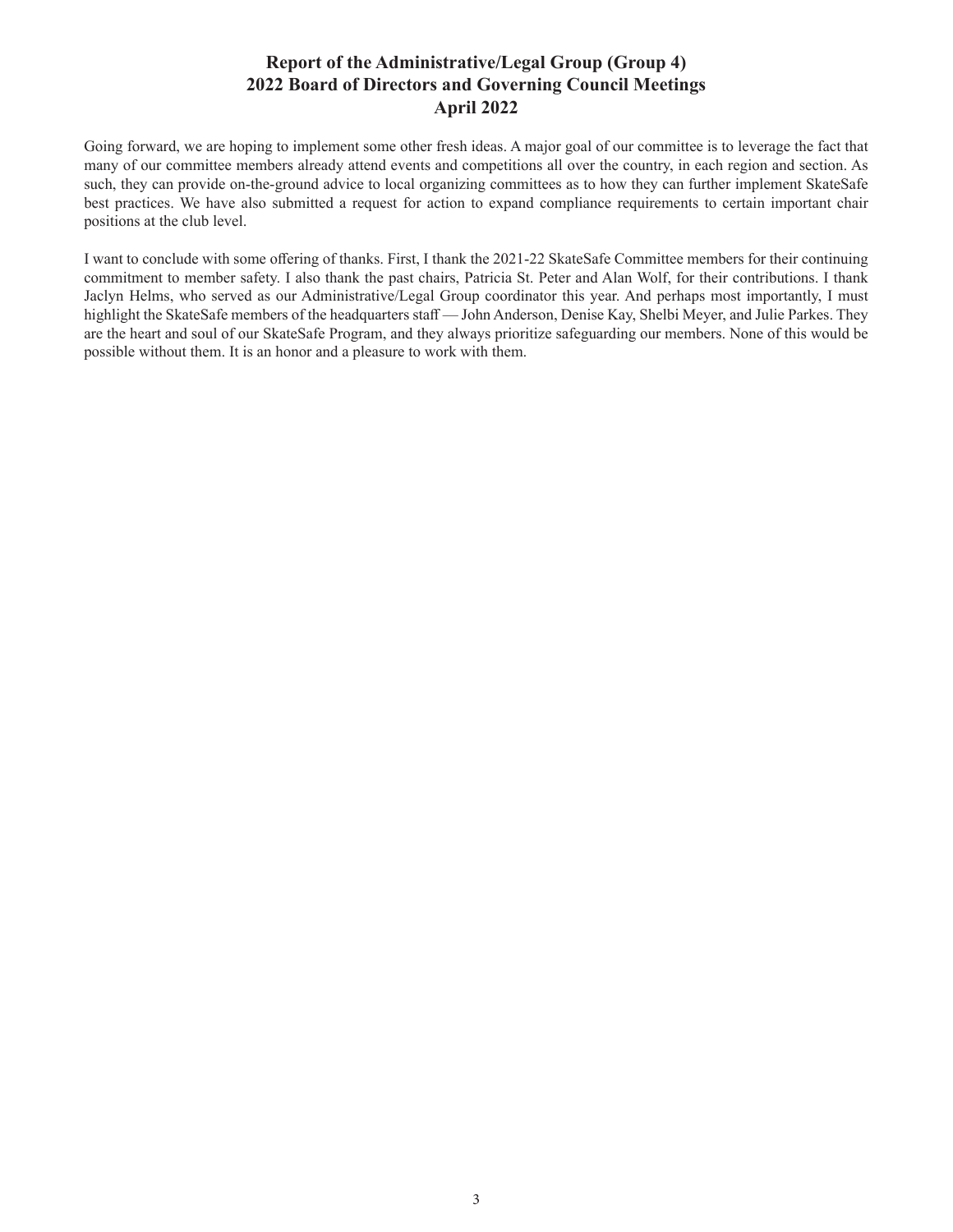# Report of the Administrative/Legal Group (Group 4)
# 2022 Board of Directors and Governing Council Meetings
# April 2022

Going forward, we are hoping to implement some other fresh ideas. A major goal of our committee is to leverage the fact that many of our committee members already attend events and competitions all over the country, in each region and section. As such, they can provide on-the-ground advice to local organizing committees as to how they can further implement SkateSafe best practices. We have also submitted a request for action to expand compliance requirements to certain important chair positions at the club level.

I want to conclude with some offering of thanks. First, I thank the 2021-22 SkateSafe Committee members for their continuing commitment to member safety. I also thank the past chairs, Patricia St. Peter and Alan Wolf, for their contributions. I thank Jaclyn Helms, who served as our Administrative/Legal Group coordinator this year. And perhaps most importantly, I must highlight the SkateSafe members of the headquarters staff — John Anderson, Denise Kay, Shelbi Meyer, and Julie Parkes. They are the heart and soul of our SkateSafe Program, and they always prioritize safeguarding our members. None of this would be possible without them. It is an honor and a pleasure to work with them.